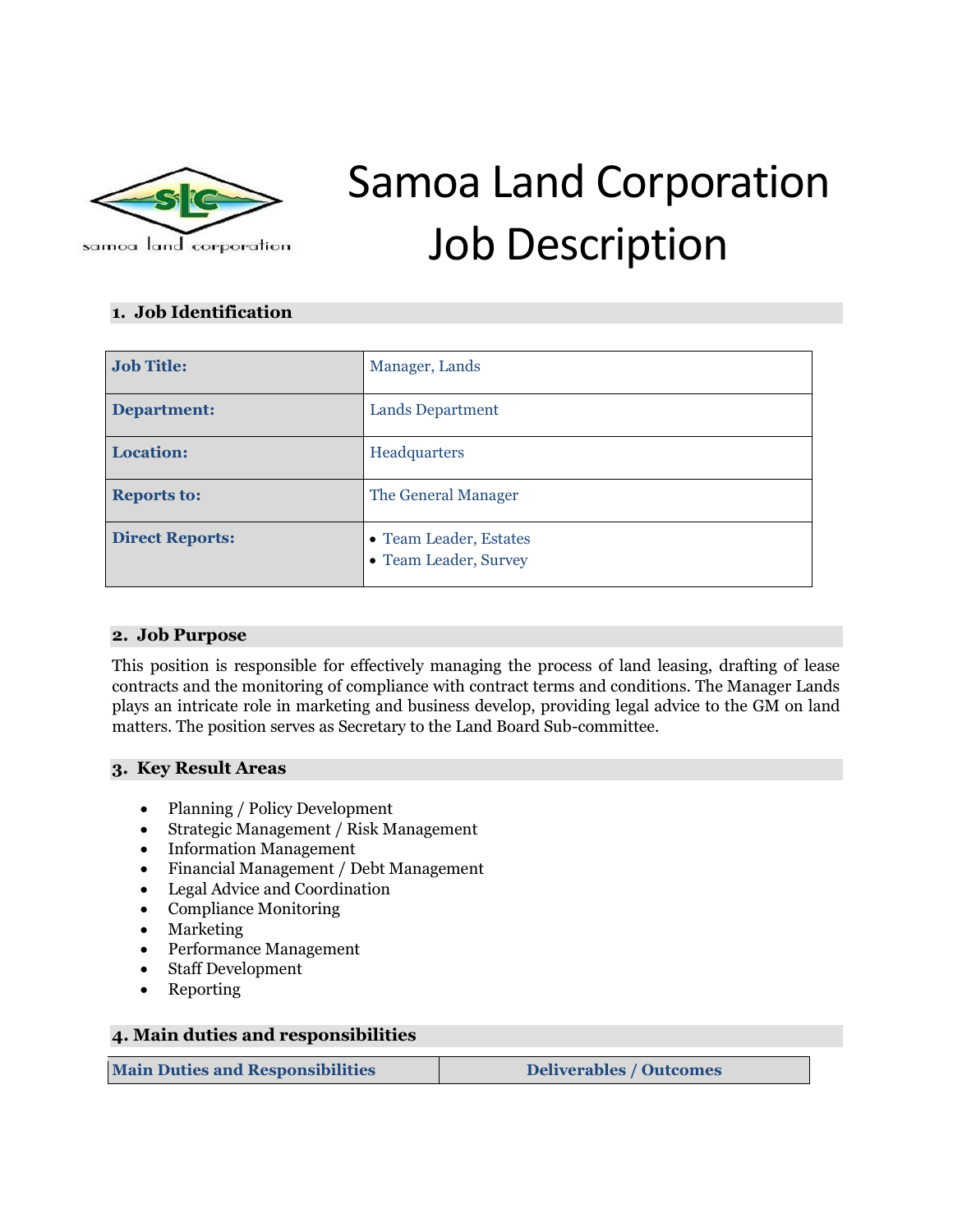# Samoa Land Corporation Job Description

## 1. Job Identification

| Job Title: | Manager, Lands |
|---|---|
| Department: | Lands Department |
| Location: | Headquarters |
| Reports to: | The General Manager |
| Direct Reports: | • Team Leader, Estates<br>• Team Leader, Survey |

## 2. Job Purpose

This position is responsible for effectively managing the process of land leasing, drafting of lease contracts and the monitoring of compliance with contract terms and conditions. The Manager Lands plays an intricate role in marketing and business develop, providing legal advice to the GM on land matters. The position serves as Secretary to the Land Board Sub-committee.

## 3. Key Result Areas

- Planning / Policy Development
- Strategic Management / Risk Management
- Information Management
- Financial Management / Debt Management
- Legal Advice and Coordination
- Compliance Monitoring
- Marketing
- Performance Management
- Staff Development
- Reporting

## 4. Main duties and responsibilities

| Main Duties and Responsibilities | Deliverables / Outcomes |
|---|---|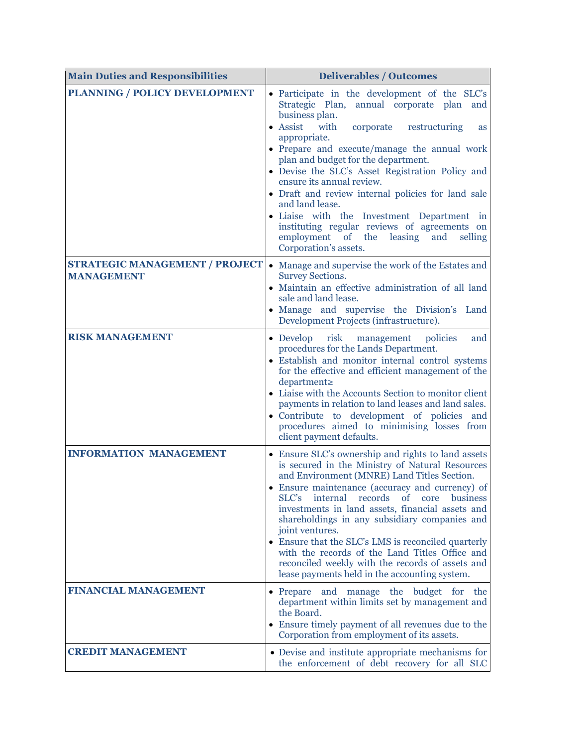| Main Duties and Responsibilities | Deliverables / Outcomes |
|---|---|
| **PLANNING / POLICY DEVELOPMENT** | • Participate in the development of the SLC's Strategic Plan, annual corporate plan and business plan.<br>• Assist with corporate restructuring as appropriate.<br>• Prepare and execute/manage the annual work plan and budget for the department.<br>• Devise the SLC's Asset Registration Policy and ensure its annual review.<br>• Draft and review internal policies for land sale and land lease.<br>• Liaise with the Investment Department in instituting regular reviews of agreements on employment of the leasing and selling Corporation's assets. |
| **STRATEGIC MANAGEMENT / PROJECT MANAGEMENT** | • Manage and supervise the work of the Estates and Survey Sections.<br>• Maintain an effective administration of all land sale and land lease.<br>• Manage and supervise the Division's Land Development Projects (infrastructure). |
| **RISK MANAGEMENT** | • Develop risk management policies and procedures for the Lands Department.<br>• Establish and monitor internal control systems for the effective and efficient management of the department≥<br>• Liaise with the Accounts Section to monitor client payments in relation to land leases and land sales.<br>• Contribute to development of policies and procedures aimed to minimising losses from client payment defaults. |
| **INFORMATION MANAGEMENT** | • Ensure SLC's ownership and rights to land assets is secured in the Ministry of Natural Resources and Environment (MNRE) Land Titles Section.<br>• Ensure maintenance (accuracy and currency) of SLC's internal records of core business investments in land assets, financial assets and shareholdings in any subsidiary companies and joint ventures.<br>• Ensure that the SLC's LMS is reconciled quarterly with the records of the Land Titles Office and reconciled weekly with the records of assets and lease payments held in the accounting system. |
| **FINANCIAL MANAGEMENT** | • Prepare and manage the budget for the department within limits set by management and the Board.<br>• Ensure timely payment of all revenues due to the Corporation from employment of its assets. |
| **CREDIT MANAGEMENT** | • Devise and institute appropriate mechanisms for the enforcement of debt recovery for all SLC |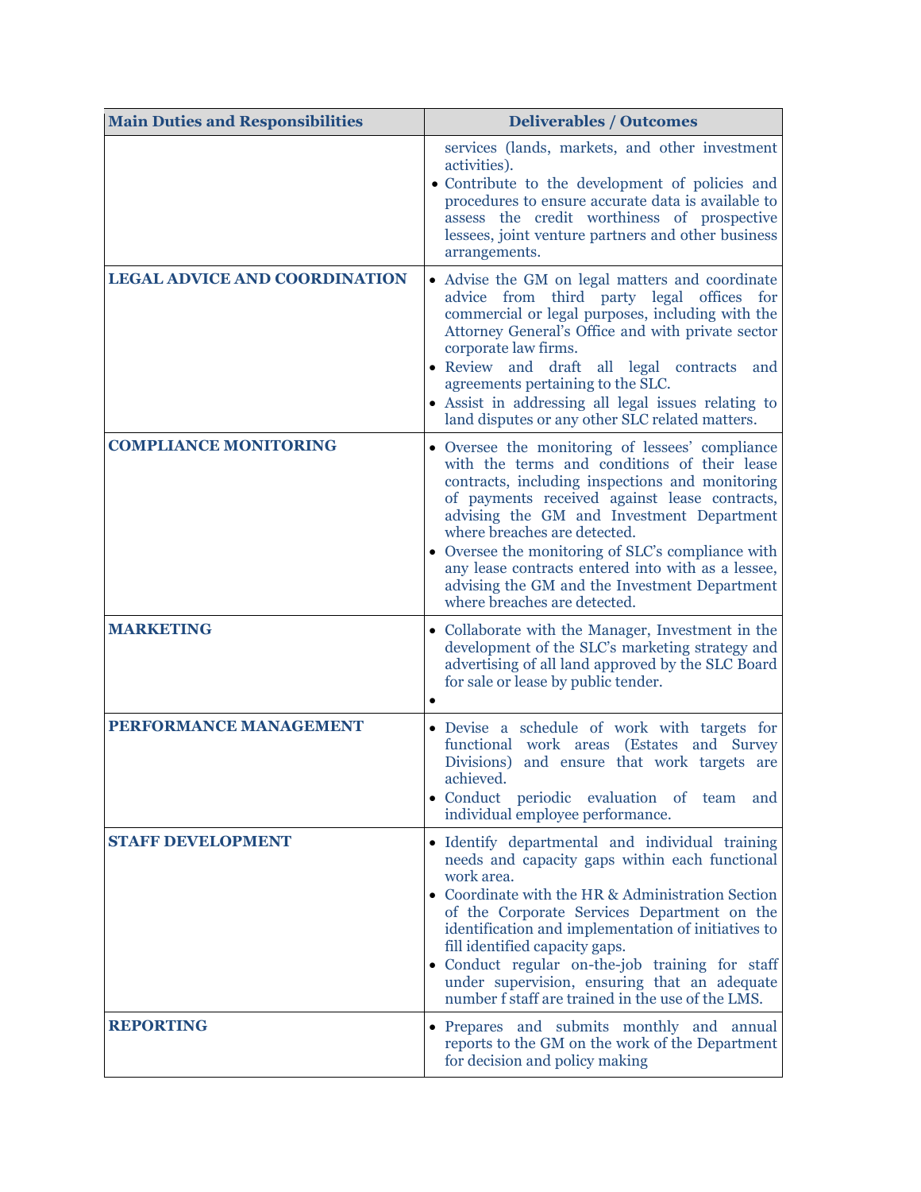| Main Duties and Responsibilities | Deliverables / Outcomes |
|---|---|
| | services (lands, markets, and other investment activities).<br>• Contribute to the development of policies and procedures to ensure accurate data is available to assess the credit worthiness of prospective lessees, joint venture partners and other business arrangements. |
| **LEGAL ADVICE AND COORDINATION** | • Advise the GM on legal matters and coordinate advice from third party legal offices for commercial or legal purposes, including with the Attorney General's Office and with private sector corporate law firms.<br>• Review and draft all legal contracts and agreements pertaining to the SLC.<br>• Assist in addressing all legal issues relating to land disputes or any other SLC related matters. |
| **COMPLIANCE MONITORING** | • Oversee the monitoring of lessees' compliance with the terms and conditions of their lease contracts, including inspections and monitoring of payments received against lease contracts, advising the GM and Investment Department where breaches are detected.<br>• Oversee the monitoring of SLC's compliance with any lease contracts entered into with as a lessee, advising the GM and the Investment Department where breaches are detected. |
| **MARKETING** | • Collaborate with the Manager, Investment in the development of the SLC's marketing strategy and advertising of all land approved by the SLC Board for sale or lease by public tender.<br>• |
| **PERFORMANCE MANAGEMENT** | • Devise a schedule of work with targets for functional work areas (Estates and Survey Divisions) and ensure that work targets are achieved.<br>• Conduct periodic evaluation of team and individual employee performance. |
| **STAFF DEVELOPMENT** | • Identify departmental and individual training needs and capacity gaps within each functional work area.<br>• Coordinate with the HR & Administration Section of the Corporate Services Department on the identification and implementation of initiatives to fill identified capacity gaps.<br>• Conduct regular on-the-job training for staff under supervision, ensuring that an adequate number f staff are trained in the use of the LMS. |
| **REPORTING** | • Prepares and submits monthly and annual reports to the GM on the work of the Department for decision and policy making |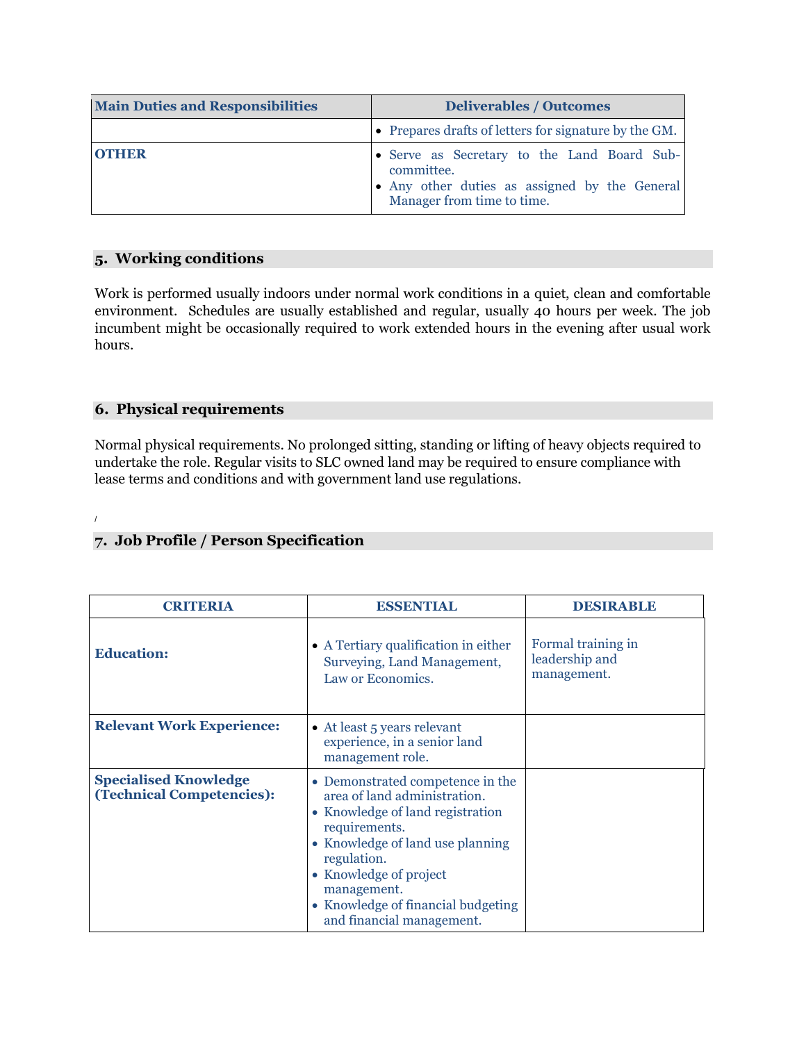| Main Duties and Responsibilities | Deliverables / Outcomes |
|---|---|
| | • Prepares drafts of letters for signature by the GM. |
| **OTHER** | • Serve as Secretary to the Land Board Sub-committee.<br>• Any other duties as assigned by the General Manager from time to time. |

## 5. Working conditions

Work is performed usually indoors under normal work conditions in a quiet, clean and comfortable environment. Schedules are usually established and regular, usually 40 hours per week. The job incumbent might be occasionally required to work extended hours in the evening after usual work hours.

## 6. Physical requirements

Normal physical requirements. No prolonged sitting, standing or lifting of heavy objects required to undertake the role. Regular visits to SLC owned land may be required to ensure compliance with lease terms and conditions and with government land use regulations.

/

## 7. Job Profile / Person Specification

| CRITERIA | ESSENTIAL | DESIRABLE |
|---|---|---|
| **Education:** | • A Tertiary qualification in either Surveying, Land Management, Law or Economics. | Formal training in leadership and management. |
| **Relevant Work Experience:** | • At least 5 years relevant experience, in a senior land management role. | |
| **Specialised Knowledge (Technical Competencies):** | • Demonstrated competence in the area of land administration.<br>• Knowledge of land registration requirements.<br>• Knowledge of land use planning regulation.<br>• Knowledge of project management.<br>• Knowledge of financial budgeting and financial management. | |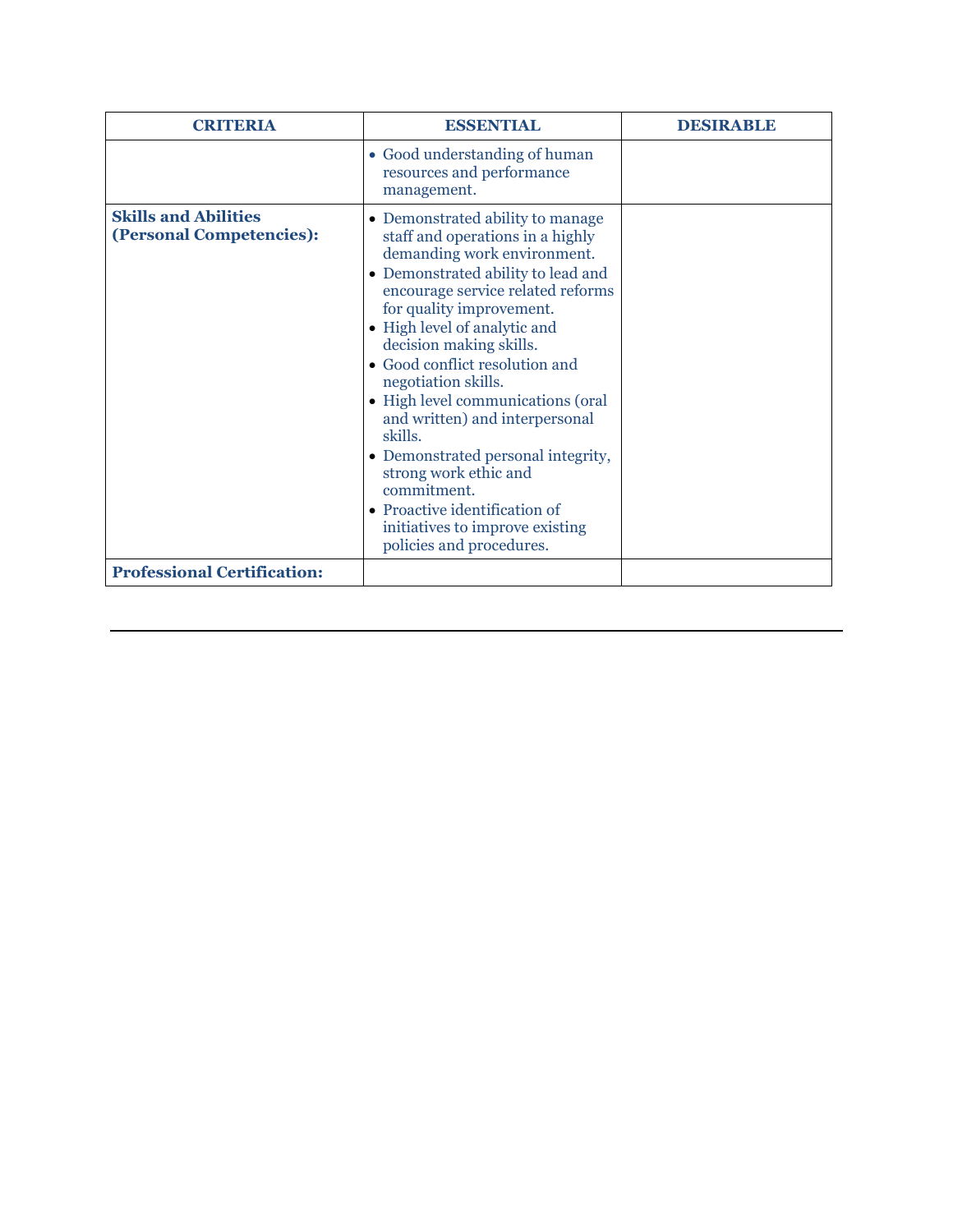| CRITERIA | ESSENTIAL | DESIRABLE |
|---|---|---|
| | • Good understanding of human resources and performance management. | |
| **Skills and Abilities (Personal Competencies):** | • Demonstrated ability to manage staff and operations in a highly demanding work environment.<br>• Demonstrated ability to lead and encourage service related reforms for quality improvement.<br>• High level of analytic and decision making skills.<br>• Good conflict resolution and negotiation skills.<br>• High level communications (oral and written) and interpersonal skills.<br>• Demonstrated personal integrity, strong work ethic and commitment.<br>• Proactive identification of initiatives to improve existing policies and procedures. | |
| **Professional Certification:** | | |